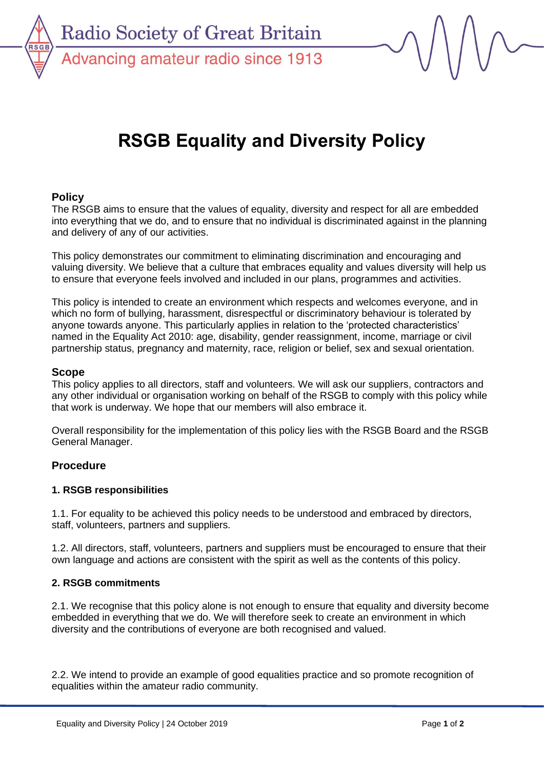Radio Society of Great Britain

Advancing amateur radio since 1913

# RSGB Equality and Diversity Policy

## Policy

The RSGB aims to ensure that the values of equality, diversity and respect for all are embedded into everything that we do, and to ensure that no individual is discriminated against in the planning and delivery of any of our activities.

This policy demonstrates our commitment to eliminating discrimination and encouraging and valuing diversity. We believe that a culture that embraces equality and values diversity will help us to ensure that everyone feels involved and included in our plans, programmes and activities.

This policy is intended to create an environment which respects and welcomes everyone, and in which no form of bullying, harassment, disrespectful or discriminatory behaviour is tolerated by anyone towards anyone. This particularly applies in relation to the 'protected characteristics' named in the Equality Act 2010: age, disability, gender reassignment, income, marriage or civil partnership status, pregnancy and maternity, race, religion or belief, sex and sexual orientation.

## Scope

This policy applies to all directors, staff and volunteers. We will ask our suppliers, contractors and any other individual or organisation working on behalf of the RSGB to comply with this policy while that work is underway. We hope that our members will also embrace it.

Overall responsibility for the implementation of this policy lies with the RSGB Board and the RSGB General Manager.

## Procedure

### 1. RSGB responsibilities

1.1. For equality to be achieved this policy needs to be understood and embraced by directors, staff, volunteers, partners and suppliers.

1.2. All directors, staff, volunteers, partners and suppliers must be encouraged to ensure that their own language and actions are consistent with the spirit as well as the contents of this policy.

### 2. RSGB commitments

2.1. We recognise that this policy alone is not enough to ensure that equality and diversity become embedded in everything that we do. We will therefore seek to create an environment in which diversity and the contributions of everyone are both recognised and valued.

2.2. We intend to provide an example of good equalities practice and so promote recognition of equalities within the amateur radio community.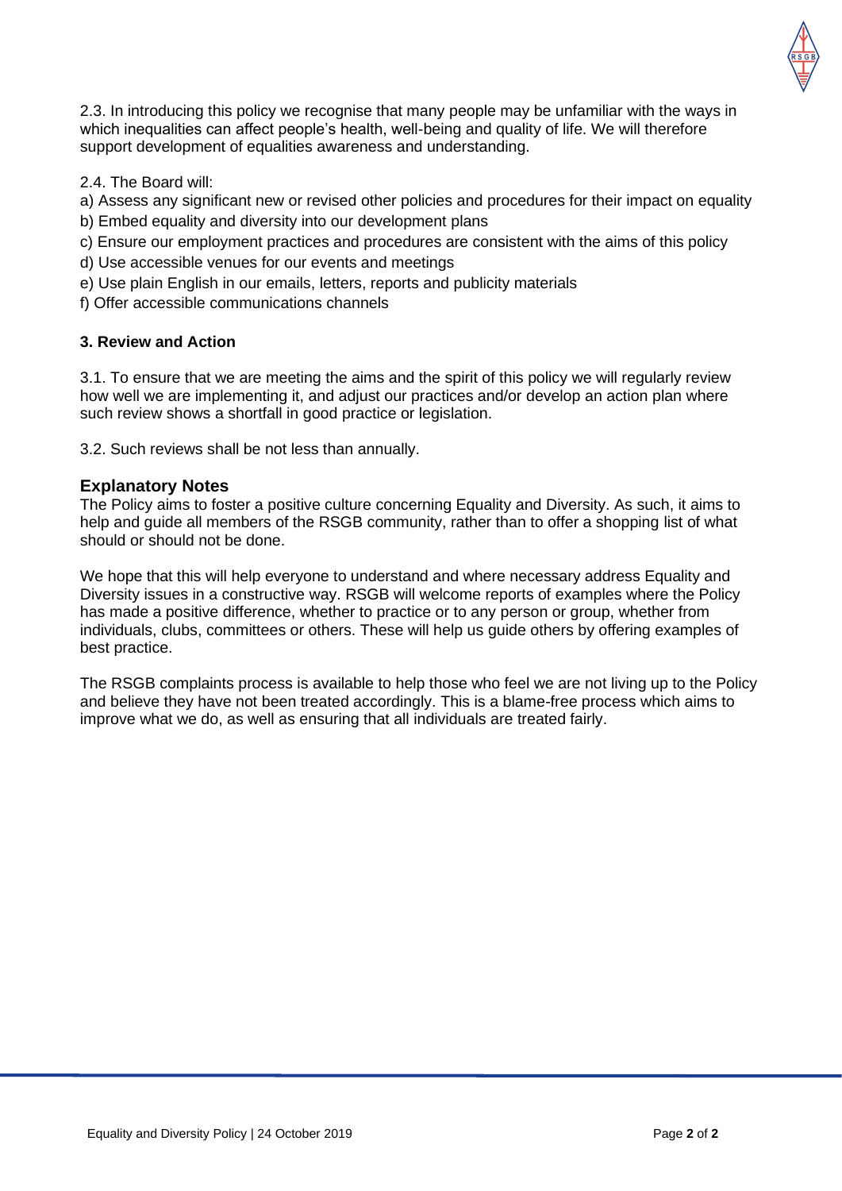2.3. In introducing this policy we recognise that many people may be unfamiliar with the ways in which inequalities can affect people's health, well-being and quality of life. We will therefore support development of equalities awareness and understanding.

2.4. The Board will:

a) Assess any significant new or revised other policies and procedures for their impact on equality
b) Embed equality and diversity into our development plans
c) Ensure our employment practices and procedures are consistent with the aims of this policy
d) Use accessible venues for our events and meetings
e) Use plain English in our emails, letters, reports and publicity materials
f) Offer accessible communications channels

**3. Review and Action**

3.1. To ensure that we are meeting the aims and the spirit of this policy we will regularly review how well we are implementing it, and adjust our practices and/or develop an action plan where such review shows a shortfall in good practice or legislation.

3.2. Such reviews shall be not less than annually.

## Explanatory Notes

The Policy aims to foster a positive culture concerning Equality and Diversity. As such, it aims to help and guide all members of the RSGB community, rather than to offer a shopping list of what should or should not be done.

We hope that this will help everyone to understand and where necessary address Equality and Diversity issues in a constructive way. RSGB will welcome reports of examples where the Policy has made a positive difference, whether to practice or to any person or group, whether from individuals, clubs, committees or others. These will help us guide others by offering examples of best practice.

The RSGB complaints process is available to help those who feel we are not living up to the Policy and believe they have not been treated accordingly. This is a blame-free process which aims to improve what we do, as well as ensuring that all individuals are treated fairly.